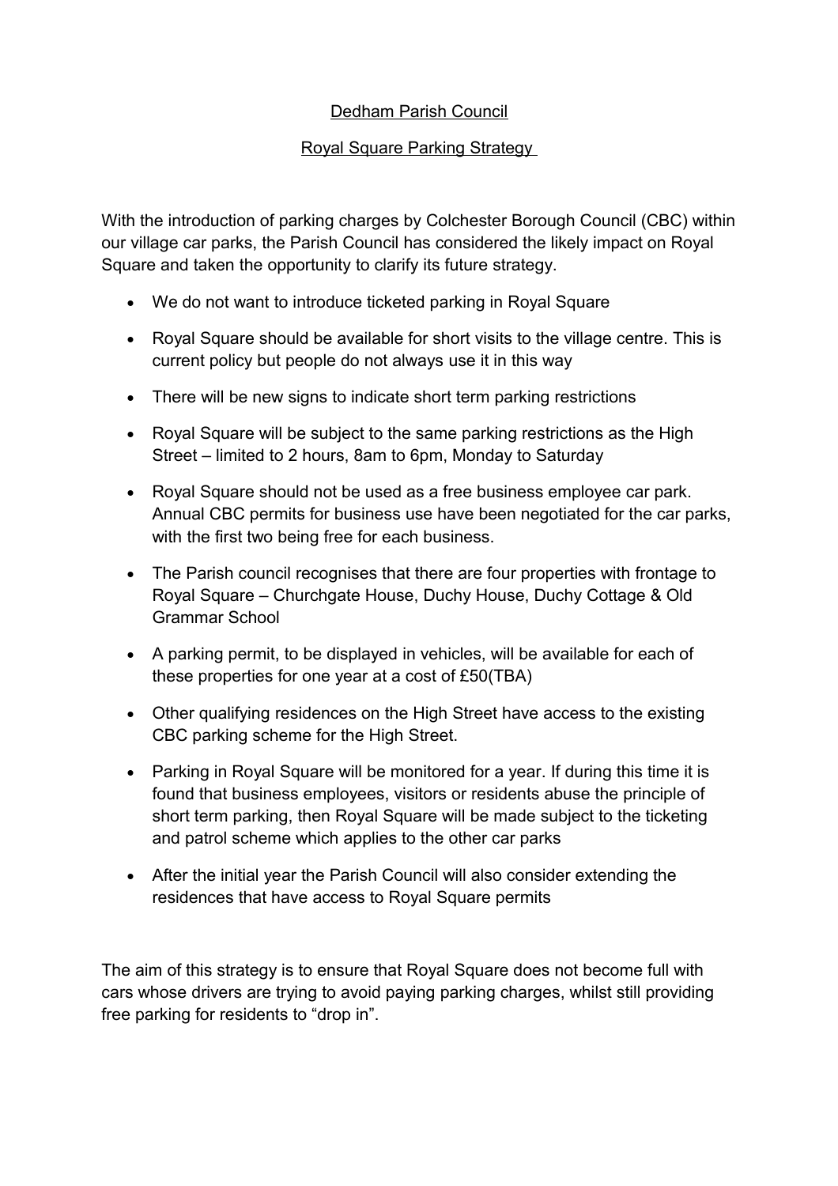# Dedham Parish Council

## Royal Square Parking Strategy

With the introduction of parking charges by Colchester Borough Council (CBC) within our village car parks, the Parish Council has considered the likely impact on Royal Square and taken the opportunity to clarify its future strategy.

- We do not want to introduce ticketed parking in Royal Square
- Royal Square should be available for short visits to the village centre. This is current policy but people do not always use it in this way
- There will be new signs to indicate short term parking restrictions
- Royal Square will be subject to the same parking restrictions as the High Street – limited to 2 hours, 8am to 6pm, Monday to Saturday
- Royal Square should not be used as a free business employee car park. Annual CBC permits for business use have been negotiated for the car parks, with the first two being free for each business.
- The Parish council recognises that there are four properties with frontage to Royal Square – Churchgate House, Duchy House, Duchy Cottage & Old Grammar School
- A parking permit, to be displayed in vehicles, will be available for each of these properties for one year at a cost of £50(TBA)
- Other qualifying residences on the High Street have access to the existing CBC parking scheme for the High Street.
- Parking in Royal Square will be monitored for a year. If during this time it is found that business employees, visitors or residents abuse the principle of short term parking, then Royal Square will be made subject to the ticketing and patrol scheme which applies to the other car parks
- After the initial year the Parish Council will also consider extending the residences that have access to Royal Square permits

The aim of this strategy is to ensure that Royal Square does not become full with cars whose drivers are trying to avoid paying parking charges, whilst still providing free parking for residents to "drop in".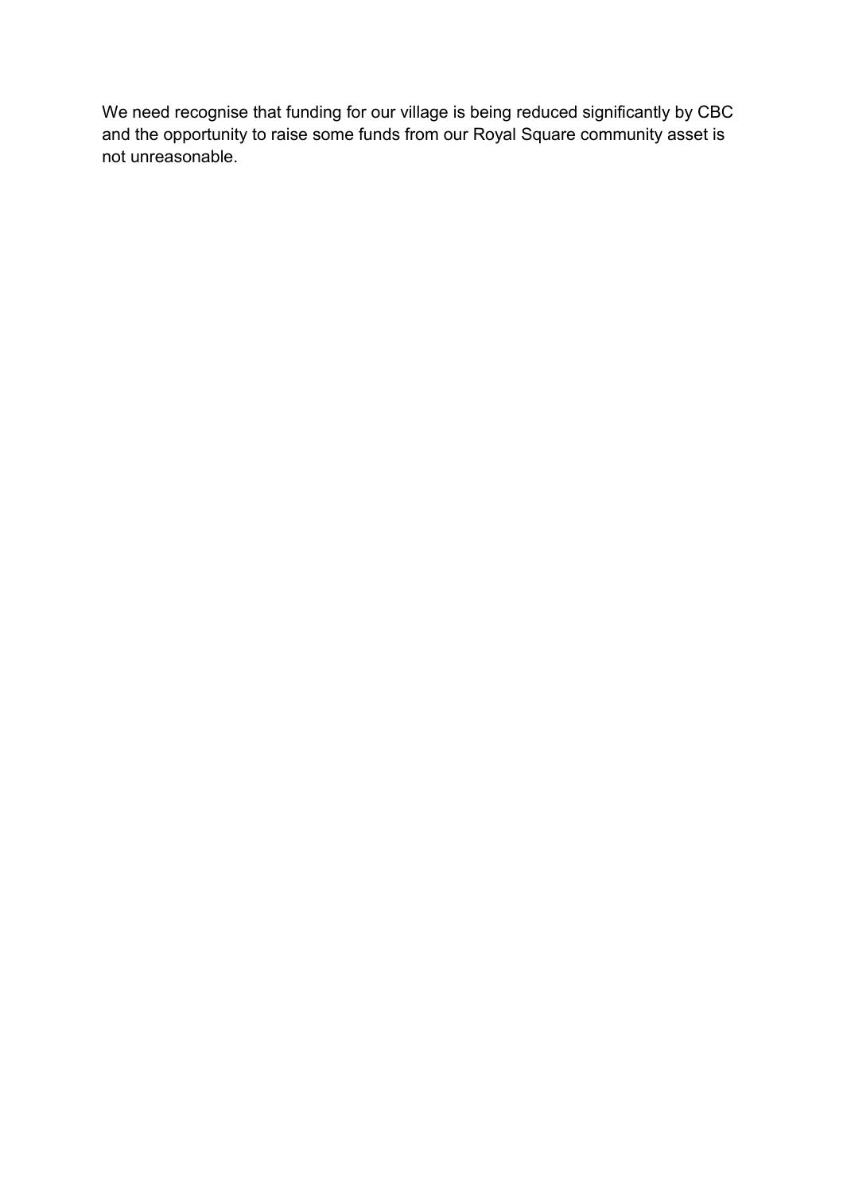We need recognise that funding for our village is being reduced significantly by CBC and the opportunity to raise some funds from our Royal Square community asset is not unreasonable.